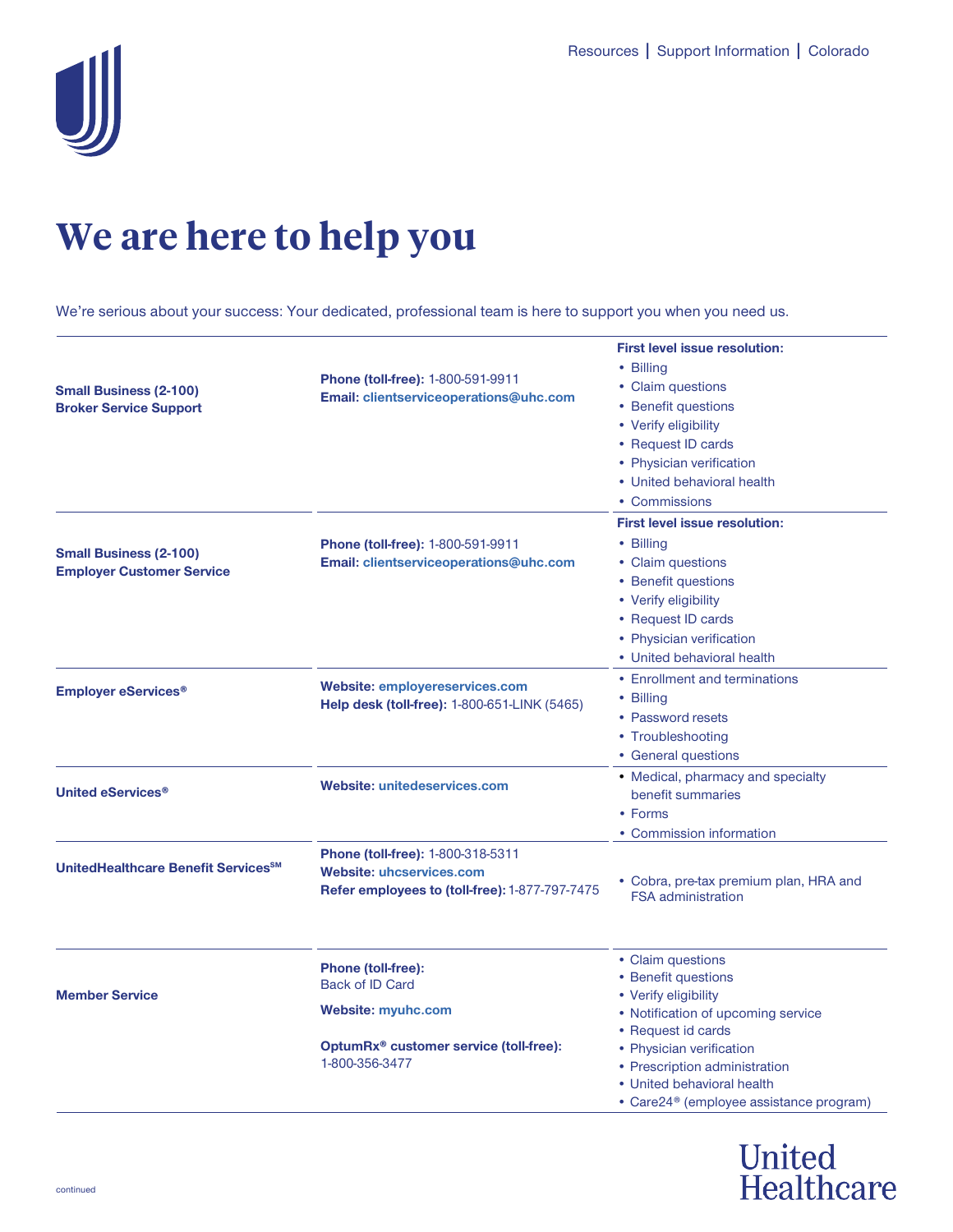# We are here to help you

We're serious about your success: Your dedicated, professional team is here to support you when you need us.

| | | |
|---|---|---|
| **Small Business (2-100) Broker Service Support** | **Phone (toll-free):** 1-800-591-9911<br>**Email:** clientserviceoperations@uhc.com | **First level issue resolution:**<br>• Billing<br>• Claim questions<br>• Benefit questions<br>• Verify eligibility<br>• Request ID cards<br>• Physician verification<br>• United behavioral health<br>• Commissions |
| **Small Business (2-100) Employer Customer Service** | **Phone (toll-free):** 1-800-591-9911<br>**Email:** clientserviceoperations@uhc.com | **First level issue resolution:**<br>• Billing<br>• Claim questions<br>• Benefit questions<br>• Verify eligibility<br>• Request ID cards<br>• Physician verification<br>• United behavioral health |
| **Employer eServices®** | **Website:** employereservices.com<br>**Help desk (toll-free):** 1-800-651-LINK (5465) | • Enrollment and terminations<br>• Billing<br>• Password resets<br>• Troubleshooting<br>• General questions |
| **United eServices®** | **Website:** unitedeservices.com | • Medical, pharmacy and specialty benefit summaries<br>• Forms<br>• Commission information |
| **UnitedHealthcare Benefit Services℠** | **Phone (toll-free):** 1-800-318-5311<br>**Website:** uhcservices.com<br>**Refer employees to (toll-free):** 1-877-797-7475 | • Cobra, pre-tax premium plan, HRA and FSA administration |
| **Member Service** | **Phone (toll-free):** Back of ID Card<br>**Website:** myuhc.com<br>**OptumRx® customer service (toll-free):** 1-800-356-3477 | • Claim questions<br>• Benefit questions<br>• Verify eligibility<br>• Notification of upcoming service<br>• Request id cards<br>• Physician verification<br>• Prescription administration<br>• United behavioral health<br>• Care24® (employee assistance program) |

continued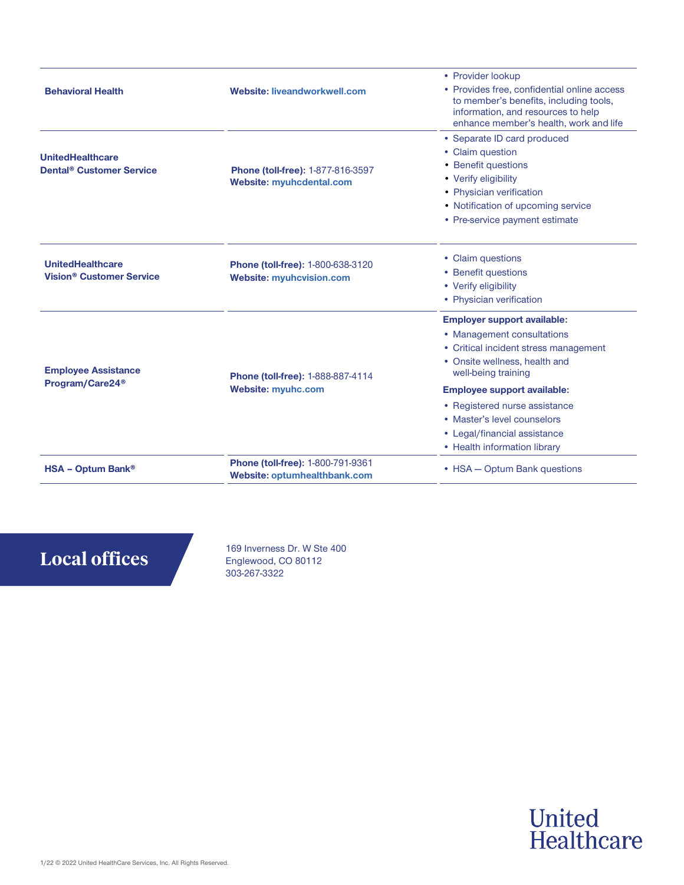| | | |
|---|---|---|
| **Behavioral Health** | **Website:** liveandworkwell.com | • Provider lookup<br>• Provides free, confidential online access to member's benefits, including tools, information, and resources to help enhance member's health, work and life |
| **UnitedHealthcare Dental® Customer Service** | **Phone (toll-free):** 1-877-816-3597<br>**Website:** myuhcdental.com | • Separate ID card produced<br>• Claim question<br>• Benefit questions<br>• Verify eligibility<br>• Physician verification<br>• Notification of upcoming service<br>• Pre-service payment estimate |
| **UnitedHealthcare Vision® Customer Service** | **Phone (toll-free):** 1-800-638-3120<br>**Website:** myuhcvision.com | • Claim questions<br>• Benefit questions<br>• Verify eligibility<br>• Physician verification |
| **Employee Assistance Program/Care24®** | **Phone (toll-free):** 1-888-887-4114<br>**Website:** myuhc.com | **Employer support available:**<br>• Management consultations<br>• Critical incident stress management<br>• Onsite wellness, health and well-being training<br>**Employee support available:**<br>• Registered nurse assistance<br>• Master's level counselors<br>• Legal/financial assistance<br>• Health information library |
| **HSA – Optum Bank®** | **Phone (toll-free):** 1-800-791-9361<br>**Website:** optumhealthbank.com | • HSA — Optum Bank questions |

## Local offices

169 Inverness Dr. W Ste 400
Englewood, CO 80112
303-267-3322

United Healthcare

1/22 © 2022 United HealthCare Services, Inc. All Rights Reserved.